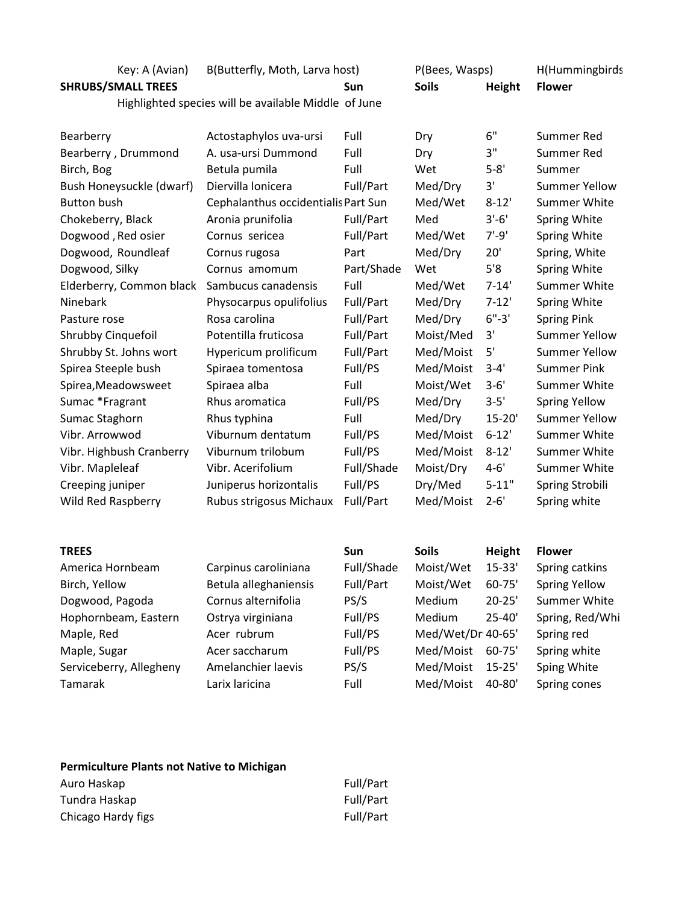Key: A (Avian) B(Butterfly, Moth, Larva host) P(Bees, Wasps) H(Hummingbirds

| SHRUBS/SMALL TREES | | Sun | Soils | Height | Flower |
|---|---|---|---|---|---|
| | Highlighted species will be available Middle of June | | | | |
| Bearberry | Actostaphylos uva-ursi | Full | Dry | 6" | Summer Red |
| Bearberry , Drummond | A. usa-ursi Dummond | Full | Dry | 3" | Summer Red |
| Birch, Bog | Betula pumila | Full | Wet | 5-8' | Summer |
| Bush Honeysuckle (dwarf) | Diervilla lonicera | Full/Part | Med/Dry | 3' | Summer Yellow |
| Button bush | Cephalanthus occidentalis | Part Sun | Med/Wet | 8-12' | Summer White |
| Chokeberry, Black | Aronia prunifolia | Full/Part | Med | 3'-6' | Spring White |
| Dogwood , Red osier | Cornus sericea | Full/Part | Med/Wet | 7'-9' | Spring White |
| Dogwood, Roundleaf | Cornus rugosa | Part | Med/Dry | 20' | Spring, White |
| Dogwood, Silky | Cornus amomum | Part/Shade | Wet | 5'8 | Spring White |
| Elderberry, Common black | Sambucus canadensis | Full | Med/Wet | 7-14' | Summer White |
| Ninebark | Physocarpus opulifolius | Full/Part | Med/Dry | 7-12' | Spring White |
| Pasture rose | Rosa carolina | Full/Part | Med/Dry | 6"-3' | Spring Pink |
| Shrubby Cinquefoil | Potentilla fruticosa | Full/Part | Moist/Med | 3' | Summer Yellow |
| Shrubby St. Johns wort | Hypericum prolificum | Full/Part | Med/Moist | 5' | Summer Yellow |
| Spirea Steeple bush | Spiraea tomentosa | Full/PS | Med/Moist | 3-4' | Summer Pink |
| Spirea,Meadowsweet | Spiraea alba | Full | Moist/Wet | 3-6' | Summer White |
| Sumac *Fragrant | Rhus aromatica | Full/PS | Med/Dry | 3-5' | Spring Yellow |
| Sumac Staghorn | Rhus typhina | Full | Med/Dry | 15-20' | Summer Yellow |
| Vibr. Arrowwod | Viburnum dentatum | Full/PS | Med/Moist | 6-12' | Summer White |
| Vibr. Highbush Cranberry | Viburnum trilobum | Full/PS | Med/Moist | 8-12' | Summer White |
| Vibr. Mapleleaf | Vibr. Acerifolium | Full/Shade | Moist/Dry | 4-6' | Summer White |
| Creeping juniper | Juniperus horizontalis | Full/PS | Dry/Med | 5-11" | Spring Strobili |
| Wild Red Raspberry | Rubus strigosus Michaux | Full/Part | Med/Moist | 2-6' | Spring white |

| TREES | | Sun | Soils | Height | Flower |
|---|---|---|---|---|---|
| America Hornbeam | Carpinus caroliniana | Full/Shade | Moist/Wet | 15-33' | Spring catkins |
| Birch, Yellow | Betula alleghaniensis | Full/Part | Moist/Wet | 60-75' | Spring Yellow |
| Dogwood, Pagoda | Cornus alternifolia | PS/S | Medium | 20-25' | Summer White |
| Hophornbeam, Eastern | Ostrya virginiana | Full/PS | Medium | 25-40' | Spring, Red/Whi |
| Maple, Red | Acer rubrum | Full/PS | Med/Wet/Dr | 40-65' | Spring red |
| Maple, Sugar | Acer saccharum | Full/PS | Med/Moist | 60-75' | Spring white |
| Serviceberry, Allegheny | Amelanchier laevis | PS/S | Med/Moist | 15-25' | Sping White |
| Tamarak | Larix laricina | Full | Med/Moist | 40-80' | Spring cones |

| Permiculture Plants not Native to Michigan | Sun |
|---|---|
| Auro Haskap | Full/Part |
| Tundra Haskap | Full/Part |
| Chicago Hardy figs | Full/Part |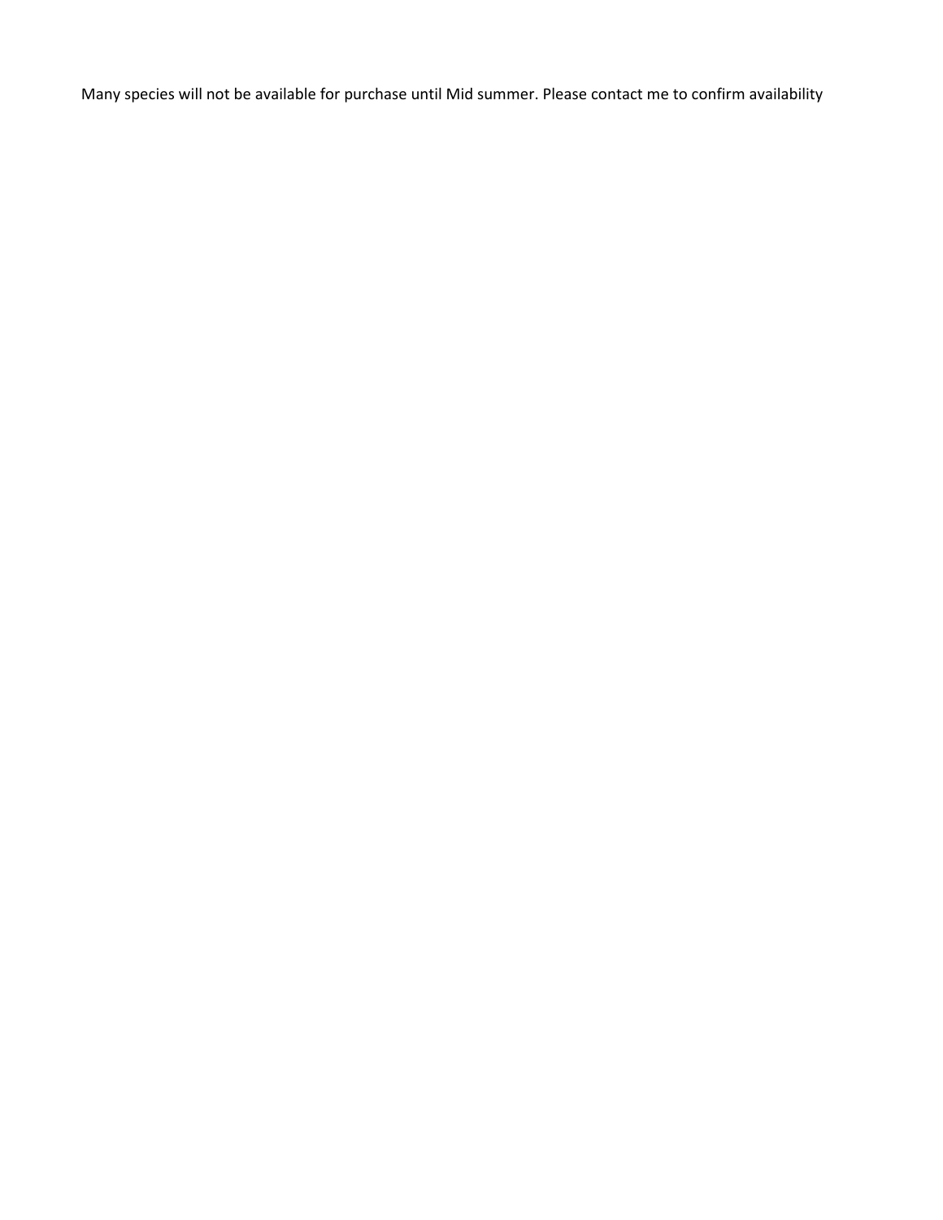Many species will not be available for purchase until Mid summer. Please contact me to confirm availability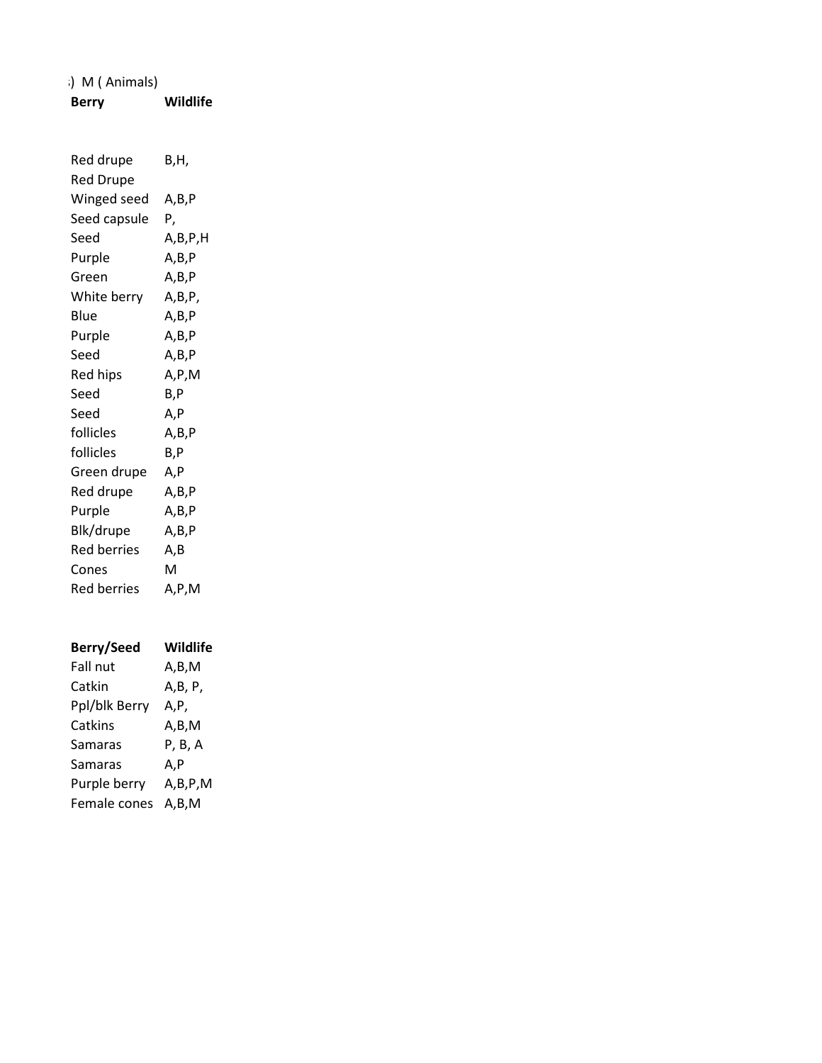;) M ( Animals)

| Berry | Wildlife |
|---|---|
| | |
| Red drupe | B,H, |
| Red Drupe | |
| Winged seed | A,B,P |
| Seed capsule | P, |
| Seed | A,B,P,H |
| Purple | A,B,P |
| Green | A,B,P |
| White berry | A,B,P, |
| Blue | A,B,P |
| Purple | A,B,P |
| Seed | A,B,P |
| Red hips | A,P,M |
| Seed | B,P |
| Seed | A,P |
| follicles | A,B,P |
| follicles | B,P |
| Green drupe | A,P |
| Red drupe | A,B,P |
| Purple | A,B,P |
| Blk/drupe | A,B,P |
| Red berries | A,B |
| Cones | M |
| Red berries | A,P,M |

| Berry/Seed | Wildlife |
|---|---|
| Fall nut | A,B,M |
| Catkin | A,B, P, |
| Ppl/blk Berry | A,P, |
| Catkins | A,B,M |
| Samaras | P, B, A |
| Samaras | A,P |
| Purple berry | A,B,P,M |
| Female cones | A,B,M |